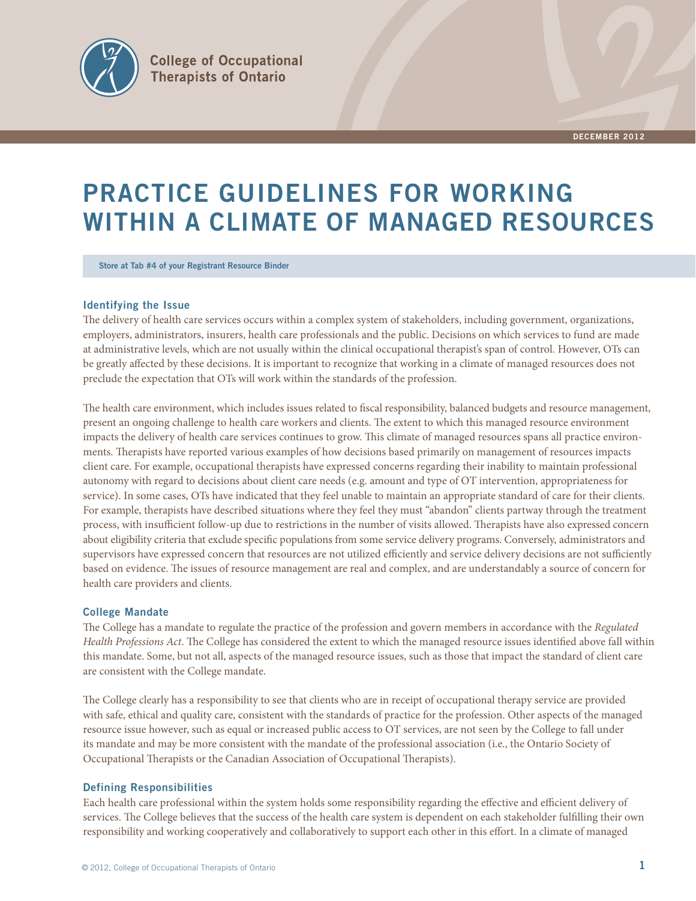College of Occupational Therapists of Ontario

DECEMBER 2012

# PRACTICE GUIDELINES FOR WORKING WITHIN A CLIMATE OF MANAGED RESOURCES

**Store at Tab #4 of your Registrant Resource Binder**

## Identifying the Issue

The delivery of health care services occurs within a complex system of stakeholders, including government, organizations, employers, administrators, insurers, health care professionals and the public. Decisions on which services to fund are made at administrative levels, which are not usually within the clinical occupational therapist's span of control. However, OTs can be greatly affected by these decisions. It is important to recognize that working in a climate of managed resources does not preclude the expectation that OTs will work within the standards of the profession.

The health care environment, which includes issues related to fiscal responsibility, balanced budgets and resource management, present an ongoing challenge to health care workers and clients. The extent to which this managed resource environment impacts the delivery of health care services continues to grow. This climate of managed resources spans all practice environments. Therapists have reported various examples of how decisions based primarily on management of resources impacts client care. For example, occupational therapists have expressed concerns regarding their inability to maintain professional autonomy with regard to decisions about client care needs (e.g. amount and type of OT intervention, appropriateness for service). In some cases, OTs have indicated that they feel unable to maintain an appropriate standard of care for their clients. For example, therapists have described situations where they feel they must "abandon" clients partway through the treatment process, with insufficient follow-up due to restrictions in the number of visits allowed. Therapists have also expressed concern about eligibility criteria that exclude specific populations from some service delivery programs. Conversely, administrators and supervisors have expressed concern that resources are not utilized efficiently and service delivery decisions are not sufficiently based on evidence. The issues of resource management are real and complex, and are understandably a source of concern for health care providers and clients.

## College Mandate

The College has a mandate to regulate the practice of the profession and govern members in accordance with the *Regulated Health Professions Act*. The College has considered the extent to which the managed resource issues identified above fall within this mandate. Some, but not all, aspects of the managed resource issues, such as those that impact the standard of client care are consistent with the College mandate.

The College clearly has a responsibility to see that clients who are in receipt of occupational therapy service are provided with safe, ethical and quality care, consistent with the standards of practice for the profession. Other aspects of the managed resource issue however, such as equal or increased public access to OT services, are not seen by the College to fall under its mandate and may be more consistent with the mandate of the professional association (i.e., the Ontario Society of Occupational Therapists or the Canadian Association of Occupational Therapists).

## Defining Responsibilities

Each health care professional within the system holds some responsibility regarding the effective and efficient delivery of services. The College believes that the success of the health care system is dependent on each stakeholder fulfilling their own responsibility and working cooperatively and collaboratively to support each other in this effort. In a climate of managed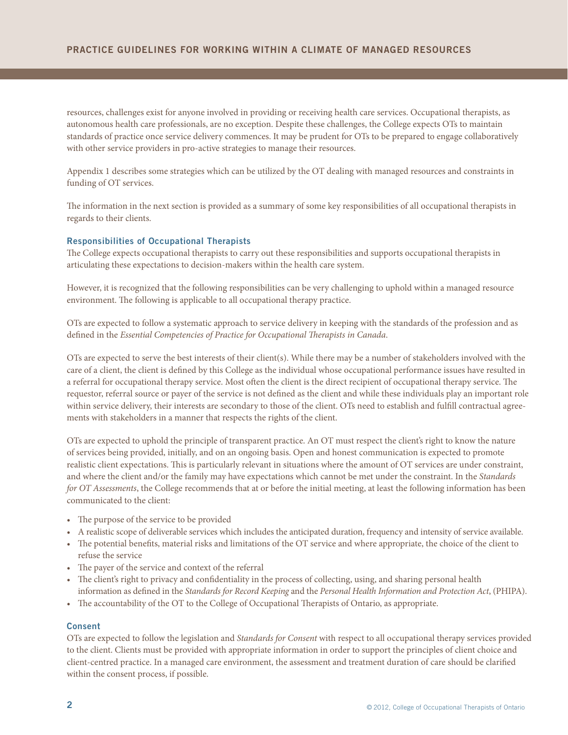resources, challenges exist for anyone involved in providing or receiving health care services. Occupational therapists, as autonomous health care professionals, are no exception. Despite these challenges, the College expects OTs to maintain standards of practice once service delivery commences. It may be prudent for OTs to be prepared to engage collaboratively with other service providers in pro-active strategies to manage their resources.

Appendix 1 describes some strategies which can be utilized by the OT dealing with managed resources and constraints in funding of OT services.

The information in the next section is provided as a summary of some key responsibilities of all occupational therapists in regards to their clients.

### Responsibilities of Occupational Therapists

The College expects occupational therapists to carry out these responsibilities and supports occupational therapists in articulating these expectations to decision-makers within the health care system.

However, it is recognized that the following responsibilities can be very challenging to uphold within a managed resource environment. The following is applicable to all occupational therapy practice.

OTs are expected to follow a systematic approach to service delivery in keeping with the standards of the profession and as defined in the *Essential Competencies of Practice for Occupational Therapists in Canada*.

OTs are expected to serve the best interests of their client(s). While there may be a number of stakeholders involved with the care of a client, the client is defined by this College as the individual whose occupational performance issues have resulted in a referral for occupational therapy service. Most often the client is the direct recipient of occupational therapy service. The requestor, referral source or payer of the service is not defined as the client and while these individuals play an important role within service delivery, their interests are secondary to those of the client. OTs need to establish and fulfill contractual agreements with stakeholders in a manner that respects the rights of the client.

OTs are expected to uphold the principle of transparent practice. An OT must respect the client's right to know the nature of services being provided, initially, and on an ongoing basis. Open and honest communication is expected to promote realistic client expectations. This is particularly relevant in situations where the amount of OT services are under constraint, and where the client and/or the family may have expectations which cannot be met under the constraint. In the *Standards for OT Assessments*, the College recommends that at or before the initial meeting, at least the following information has been communicated to the client:

- The purpose of the service to be provided
- A realistic scope of deliverable services which includes the anticipated duration, frequency and intensity of service available.
- The potential benefits, material risks and limitations of the OT service and where appropriate, the choice of the client to refuse the service
- The payer of the service and context of the referral
- The client's right to privacy and confidentiality in the process of collecting, using, and sharing personal health information as defined in the *Standards for Record Keeping* and the *Personal Health Information and Protection Act*, (PHIPA).
- The accountability of the OT to the College of Occupational Therapists of Ontario, as appropriate.

### Consent

OTs are expected to follow the legislation and *Standards for Consent* with respect to all occupational therapy services provided to the client. Clients must be provided with appropriate information in order to support the principles of client choice and client-centred practice. In a managed care environment, the assessment and treatment duration of care should be clarified within the consent process, if possible.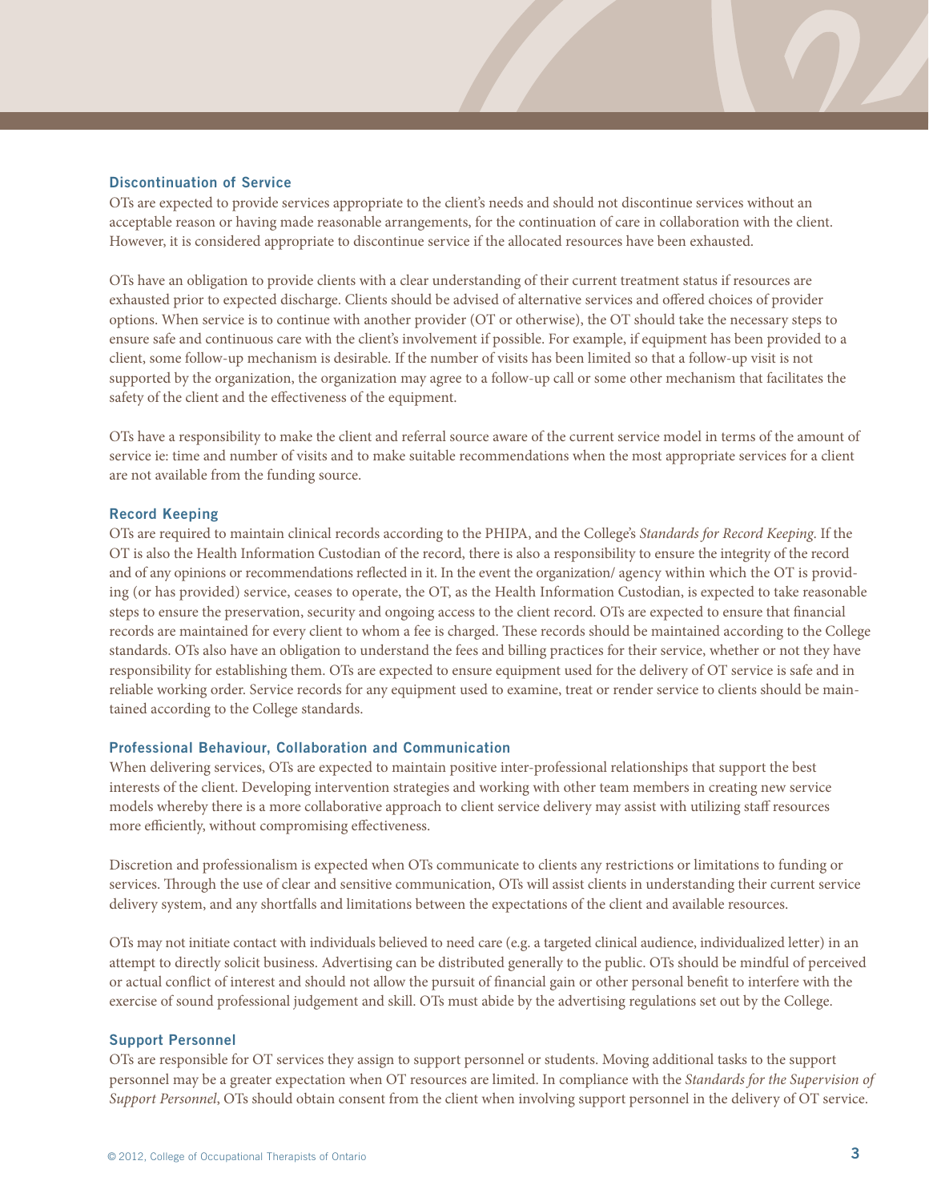## Discontinuation of Service

OTs are expected to provide services appropriate to the client's needs and should not discontinue services without an acceptable reason or having made reasonable arrangements, for the continuation of care in collaboration with the client. However, it is considered appropriate to discontinue service if the allocated resources have been exhausted.

OTs have an obligation to provide clients with a clear understanding of their current treatment status if resources are exhausted prior to expected discharge. Clients should be advised of alternative services and offered choices of provider options. When service is to continue with another provider (OT or otherwise), the OT should take the necessary steps to ensure safe and continuous care with the client's involvement if possible. For example, if equipment has been provided to a client, some follow-up mechanism is desirable. If the number of visits has been limited so that a follow-up visit is not supported by the organization, the organization may agree to a follow-up call or some other mechanism that facilitates the safety of the client and the effectiveness of the equipment.

OTs have a responsibility to make the client and referral source aware of the current service model in terms of the amount of service ie: time and number of visits and to make suitable recommendations when the most appropriate services for a client are not available from the funding source.

## Record Keeping

OTs are required to maintain clinical records according to the PHIPA, and the College's *Standards for Record Keeping*. If the OT is also the Health Information Custodian of the record, there is also a responsibility to ensure the integrity of the record and of any opinions or recommendations reflected in it. In the event the organization/ agency within which the OT is providing (or has provided) service, ceases to operate, the OT, as the Health Information Custodian, is expected to take reasonable steps to ensure the preservation, security and ongoing access to the client record. OTs are expected to ensure that financial records are maintained for every client to whom a fee is charged. These records should be maintained according to the College standards. OTs also have an obligation to understand the fees and billing practices for their service, whether or not they have responsibility for establishing them. OTs are expected to ensure equipment used for the delivery of OT service is safe and in reliable working order. Service records for any equipment used to examine, treat or render service to clients should be maintained according to the College standards.

## Professional Behaviour, Collaboration and Communication

When delivering services, OTs are expected to maintain positive inter-professional relationships that support the best interests of the client. Developing intervention strategies and working with other team members in creating new service models whereby there is a more collaborative approach to client service delivery may assist with utilizing staff resources more efficiently, without compromising effectiveness.

Discretion and professionalism is expected when OTs communicate to clients any restrictions or limitations to funding or services. Through the use of clear and sensitive communication, OTs will assist clients in understanding their current service delivery system, and any shortfalls and limitations between the expectations of the client and available resources.

OTs may not initiate contact with individuals believed to need care (e.g. a targeted clinical audience, individualized letter) in an attempt to directly solicit business. Advertising can be distributed generally to the public. OTs should be mindful of perceived or actual conflict of interest and should not allow the pursuit of financial gain or other personal benefit to interfere with the exercise of sound professional judgement and skill. OTs must abide by the advertising regulations set out by the College.

## Support Personnel

OTs are responsible for OT services they assign to support personnel or students. Moving additional tasks to the support personnel may be a greater expectation when OT resources are limited. In compliance with the *Standards for the Supervision of Support Personnel*, OTs should obtain consent from the client when involving support personnel in the delivery of OT service.

© 2012, College of Occupational Therapists of Ontario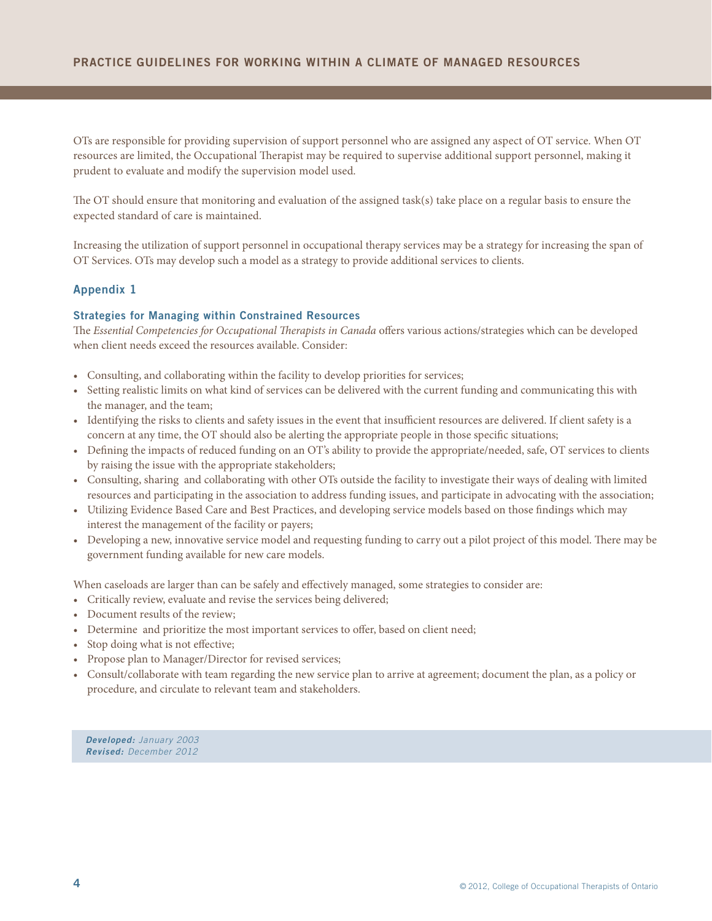OTs are responsible for providing supervision of support personnel who are assigned any aspect of OT service. When OT resources are limited, the Occupational Therapist may be required to supervise additional support personnel, making it prudent to evaluate and modify the supervision model used.

The OT should ensure that monitoring and evaluation of the assigned task(s) take place on a regular basis to ensure the expected standard of care is maintained.

Increasing the utilization of support personnel in occupational therapy services may be a strategy for increasing the span of OT Services. OTs may develop such a model as a strategy to provide additional services to clients.

## Appendix 1

### Strategies for Managing within Constrained Resources

The *Essential Competencies for Occupational Therapists in Canada* offers various actions/strategies which can be developed when client needs exceed the resources available. Consider:

- Consulting, and collaborating within the facility to develop priorities for services;
- Setting realistic limits on what kind of services can be delivered with the current funding and communicating this with the manager, and the team;
- Identifying the risks to clients and safety issues in the event that insufficient resources are delivered. If client safety is a concern at any time, the OT should also be alerting the appropriate people in those specific situations;
- Defining the impacts of reduced funding on an OT's ability to provide the appropriate/needed, safe, OT services to clients by raising the issue with the appropriate stakeholders;
- Consulting, sharing and collaborating with other OTs outside the facility to investigate their ways of dealing with limited resources and participating in the association to address funding issues, and participate in advocating with the association;
- Utilizing Evidence Based Care and Best Practices, and developing service models based on those findings which may interest the management of the facility or payers;
- Developing a new, innovative service model and requesting funding to carry out a pilot project of this model. There may be government funding available for new care models.

When caseloads are larger than can be safely and effectively managed, some strategies to consider are:

- Critically review, evaluate and revise the services being delivered;
- Document results of the review;
- Determine and prioritize the most important services to offer, based on client need;
- Stop doing what is not effective;
- Propose plan to Manager/Director for revised services;
- Consult/collaborate with team regarding the new service plan to arrive at agreement; document the plan, as a policy or procedure, and circulate to relevant team and stakeholders.

***Developed:*** *January 2003*
***Revised:*** *December 2012*

© 2012, College of Occupational Therapists of Ontario